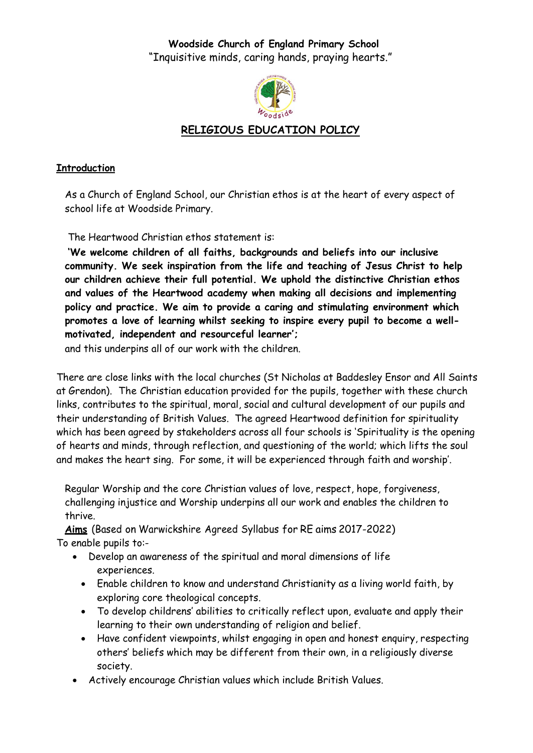**Woodside Church of England Primary School**
"Inquisitive minds, caring hands, praying hearts."

# RELIGIOUS EDUCATION POLICY

## Introduction

As a Church of England School, our Christian ethos is at the heart of every aspect of school life at Woodside Primary.

The Heartwood Christian ethos statement is:

**'We welcome children of all faiths, backgrounds and beliefs into our inclusive community. We seek inspiration from the life and teaching of Jesus Christ to help our children achieve their full potential. We uphold the distinctive Christian ethos and values of the Heartwood academy when making all decisions and implementing policy and practice. We aim to provide a caring and stimulating environment which promotes a love of learning whilst seeking to inspire every pupil to become a well-motivated, independent and resourceful learner';**
and this underpins all of our work with the children.

There are close links with the local churches (St Nicholas at Baddesley Ensor and All Saints at Grendon). The Christian education provided for the pupils, together with these church links, contributes to the spiritual, moral, social and cultural development of our pupils and their understanding of British Values. The agreed Heartwood definition for spirituality which has been agreed by stakeholders across all four schools is 'Spirituality is the opening of hearts and minds, through reflection, and questioning of the world; which lifts the soul and makes the heart sing. For some, it will be experienced through faith and worship'.

Regular Worship and the core Christian values of love, respect, hope, forgiveness, challenging injustice and Worship underpins all our work and enables the children to thrive.

**Aims** (Based on Warwickshire Agreed Syllabus for RE aims 2017-2022)
To enable pupils to:-

- Develop an awareness of the spiritual and moral dimensions of life experiences.
- Enable children to know and understand Christianity as a living world faith, by exploring core theological concepts.
- To develop childrens' abilities to critically reflect upon, evaluate and apply their learning to their own understanding of religion and belief.
- Have confident viewpoints, whilst engaging in open and honest enquiry, respecting others' beliefs which may be different from their own, in a religiously diverse society.
- Actively encourage Christian values which include British Values.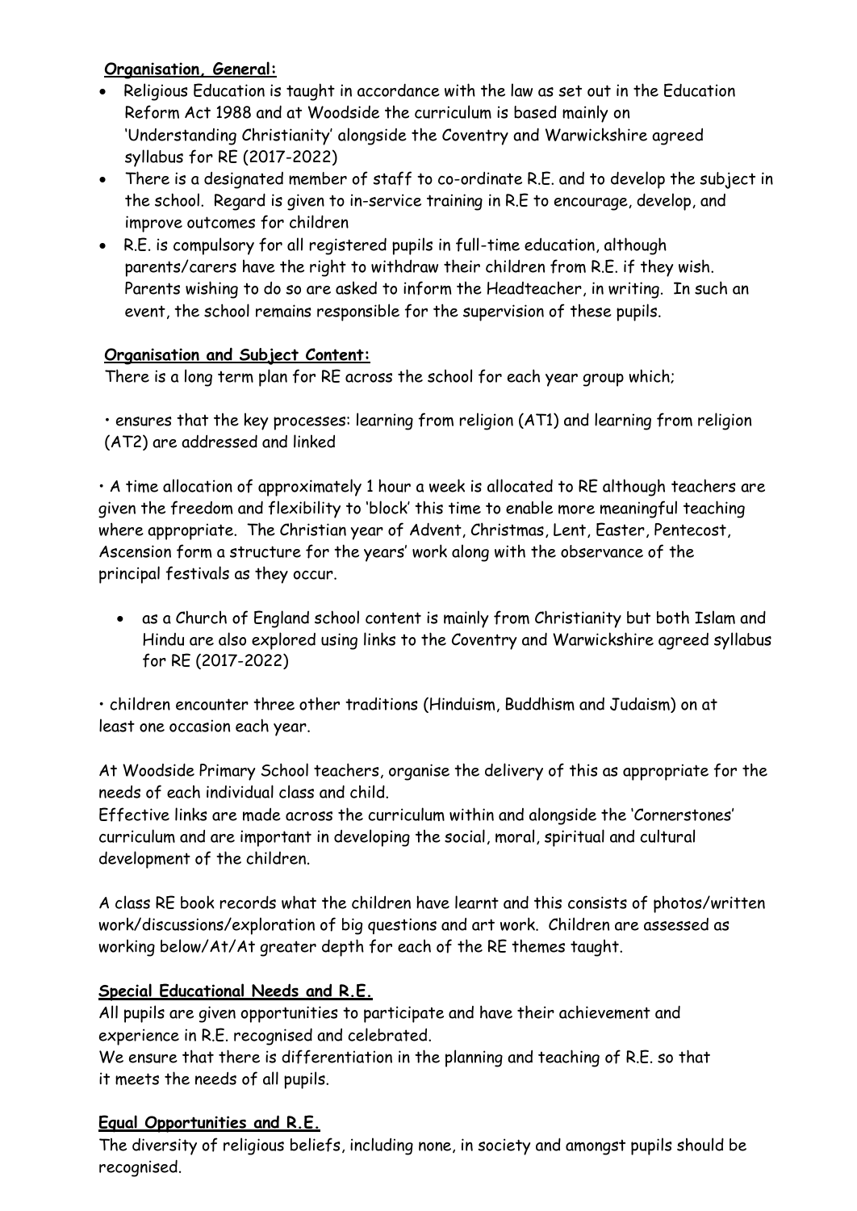**Organisation, General:**

- Religious Education is taught in accordance with the law as set out in the Education Reform Act 1988 and at Woodside the curriculum is based mainly on 'Understanding Christianity' alongside the Coventry and Warwickshire agreed syllabus for RE (2017-2022)
- There is a designated member of staff to co-ordinate R.E. and to develop the subject in the school. Regard is given to in-service training in R.E to encourage, develop, and improve outcomes for children
- R.E. is compulsory for all registered pupils in full-time education, although parents/carers have the right to withdraw their children from R.E. if they wish. Parents wishing to do so are asked to inform the Headteacher, in writing. In such an event, the school remains responsible for the supervision of these pupils.

**Organisation and Subject Content:**

There is a long term plan for RE across the school for each year group which;

• ensures that the key processes: learning from religion (AT1) and learning from religion (AT2) are addressed and linked

• A time allocation of approximately 1 hour a week is allocated to RE although teachers are given the freedom and flexibility to 'block' this time to enable more meaningful teaching where appropriate. The Christian year of Advent, Christmas, Lent, Easter, Pentecost, Ascension form a structure for the years' work along with the observance of the principal festivals as they occur.

- as a Church of England school content is mainly from Christianity but both Islam and Hindu are also explored using links to the Coventry and Warwickshire agreed syllabus for RE (2017-2022)

• children encounter three other traditions (Hinduism, Buddhism and Judaism) on at least one occasion each year.

At Woodside Primary School teachers, organise the delivery of this as appropriate for the needs of each individual class and child.

Effective links are made across the curriculum within and alongside the 'Cornerstones' curriculum and are important in developing the social, moral, spiritual and cultural development of the children.

A class RE book records what the children have learnt and this consists of photos/written work/discussions/exploration of big questions and art work. Children are assessed as working below/At/At greater depth for each of the RE themes taught.

**Special Educational Needs and R.E.**

All pupils are given opportunities to participate and have their achievement and experience in R.E. recognised and celebrated.

We ensure that there is differentiation in the planning and teaching of R.E. so that it meets the needs of all pupils.

**Equal Opportunities and R.E.**

The diversity of religious beliefs, including none, in society and amongst pupils should be recognised.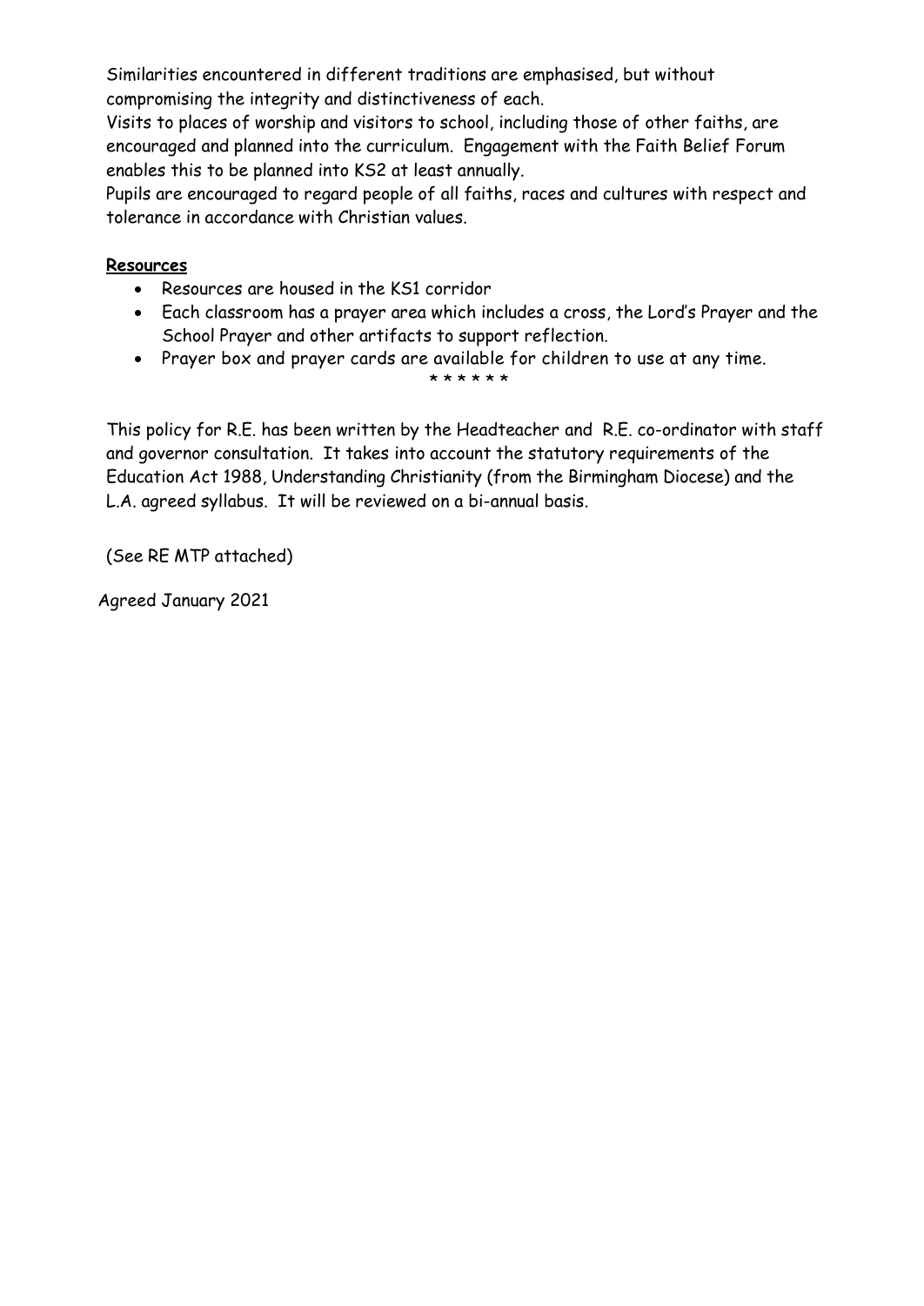Similarities encountered in different traditions are emphasised, but without compromising the integrity and distinctiveness of each.
Visits to places of worship and visitors to school, including those of other faiths, are encouraged and planned into the curriculum. Engagement with the Faith Belief Forum enables this to be planned into KS2 at least annually.
Pupils are encouraged to regard people of all faiths, races and cultures with respect and tolerance in accordance with Christian values.

**Resources**

- Resources are housed in the KS1 corridor
- Each classroom has a prayer area which includes a cross, the Lord's Prayer and the School Prayer and other artifacts to support reflection.
- Prayer box and prayer cards are available for children to use at any time.

\* \* \* \* \* \*

This policy for R.E. has been written by the Headteacher and R.E. co-ordinator with staff and governor consultation. It takes into account the statutory requirements of the Education Act 1988, Understanding Christianity (from the Birmingham Diocese) and the L.A. agreed syllabus. It will be reviewed on a bi-annual basis.

(See RE MTP attached)

Agreed January 2021